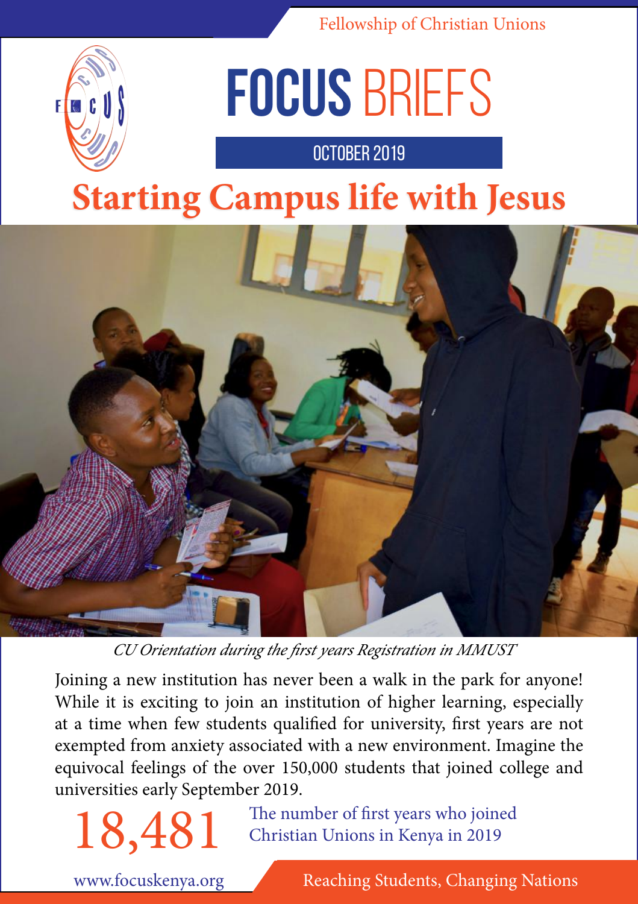Fellowship of Christian Unions

# FOCUS BRIEFS

OCTOBER 2019

# Starting Campus life with Jesus

*CU Orientation during the first years Registration in MMUST*

Joining a new institution has never been a walk in the park for anyone! While it is exciting to join an institution of higher learning, especially at a time when few students qualified for university, first years are not exempted from anxiety associated with a new environment. Imagine the equivocal feelings of the over 150,000 students that joined college and universities early September 2019.

**18,481** The number of first years who joined Christian Unions in Kenya in 2019

www.focuskenya.org

Reaching Students, Changing Nations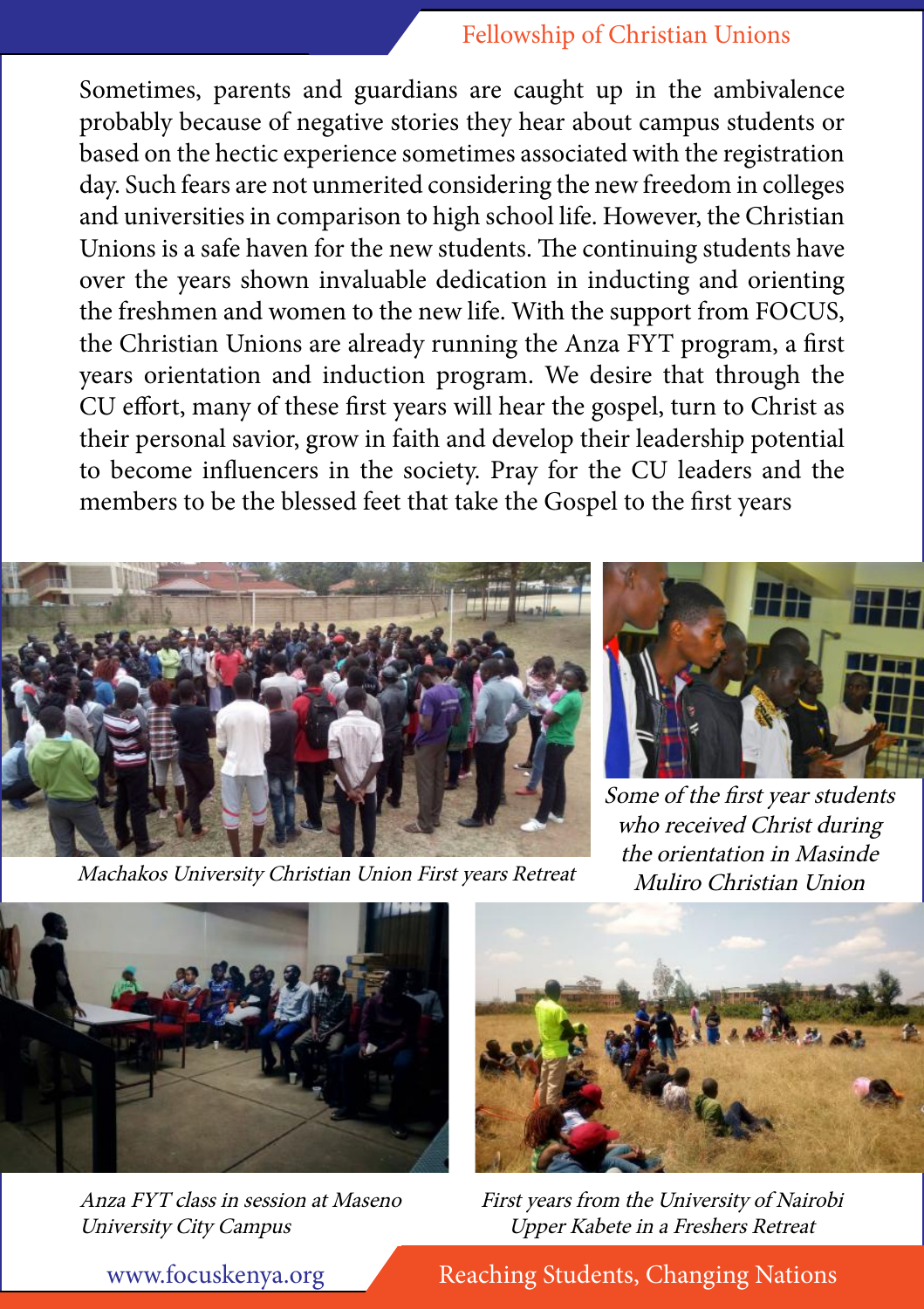Sometimes, parents and guardians are caught up in the ambivalence probably because of negative stories they hear about campus students or based on the hectic experience sometimes associated with the registration day. Such fears are not unmerited considering the new freedom in colleges and universities in comparison to high school life. However, the Christian Unions is a safe haven for the new students. The continuing students have over the years shown invaluable dedication in inducting and orienting the freshmen and women to the new life. With the support from FOCUS, the Christian Unions are already running the Anza FYT program, a first years orientation and induction program. We desire that through the CU effort, many of these first years will hear the gospel, turn to Christ as their personal savior, grow in faith and develop their leadership potential to become influencers in the society. Pray for the CU leaders and the members to be the blessed feet that take the Gospel to the first years

*Machakos University Christian Union First years Retreat*

*Some of the first year students who received Christ during the orientation in Masinde Muliro Christian Union*

*Anza FYT class in session at Maseno University City Campus*

*First years from the University of Nairobi Upper Kabete in a Freshers Retreat*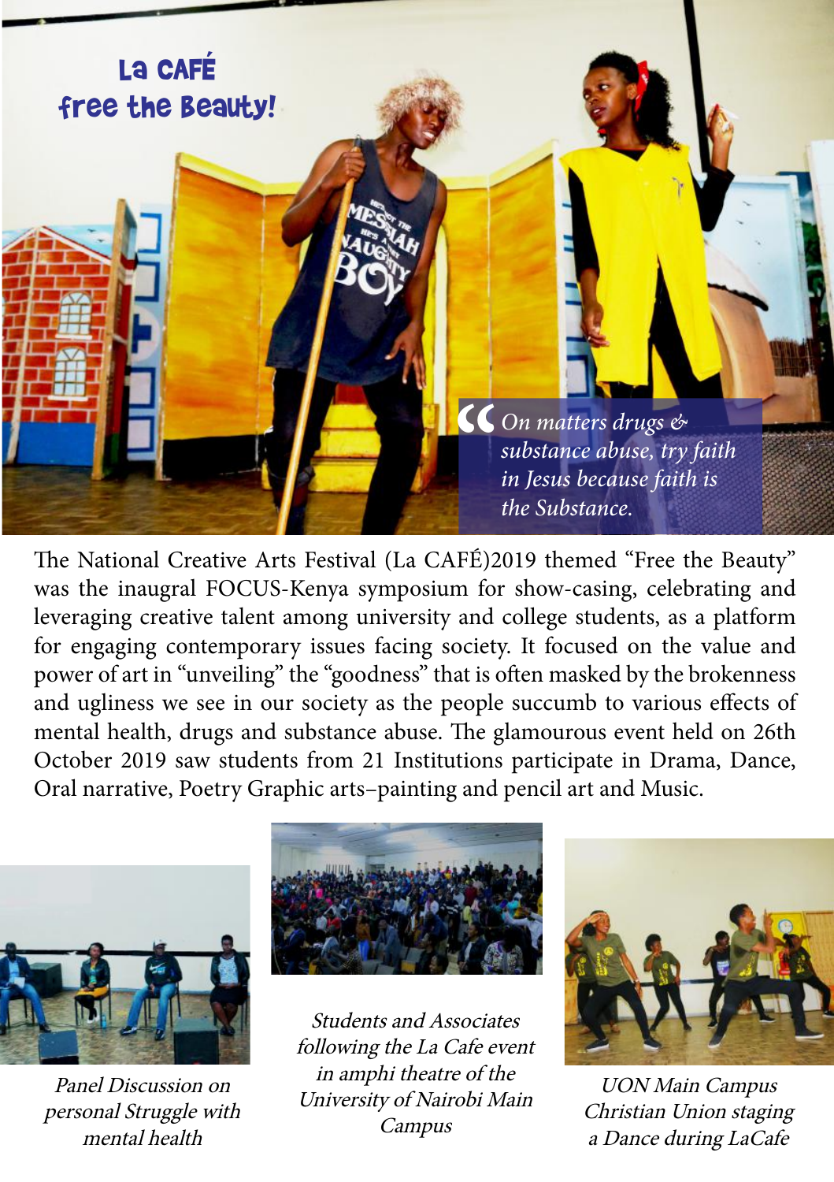# La CAFÉ
## free the Beauty!

> On matters drugs & substance abuse, try faith in Jesus because faith is the Substance.

The National Creative Arts Festival (La CAFÉ)2019 themed "Free the Beauty" was the inaugral FOCUS-Kenya symposium for show-casing, celebrating and leveraging creative talent among university and college students, as a platform for engaging contemporary issues facing society. It focused on the value and power of art in "unveiling" the "goodness" that is often masked by the brokenness and ugliness we see in our society as the people succumb to various effects of mental health, drugs and substance abuse. The glamourous event held on 26th October 2019 saw students from 21 Institutions participate in Drama, Dance, Oral narrative, Poetry Graphic arts–painting and pencil art and Music.

*Panel Discussion on personal Struggle with mental health*

*Students and Associates following the La Cafe event in amphi theatre of the University of Nairobi Main Campus*

*UON Main Campus Christian Union staging a Dance during LaCafe*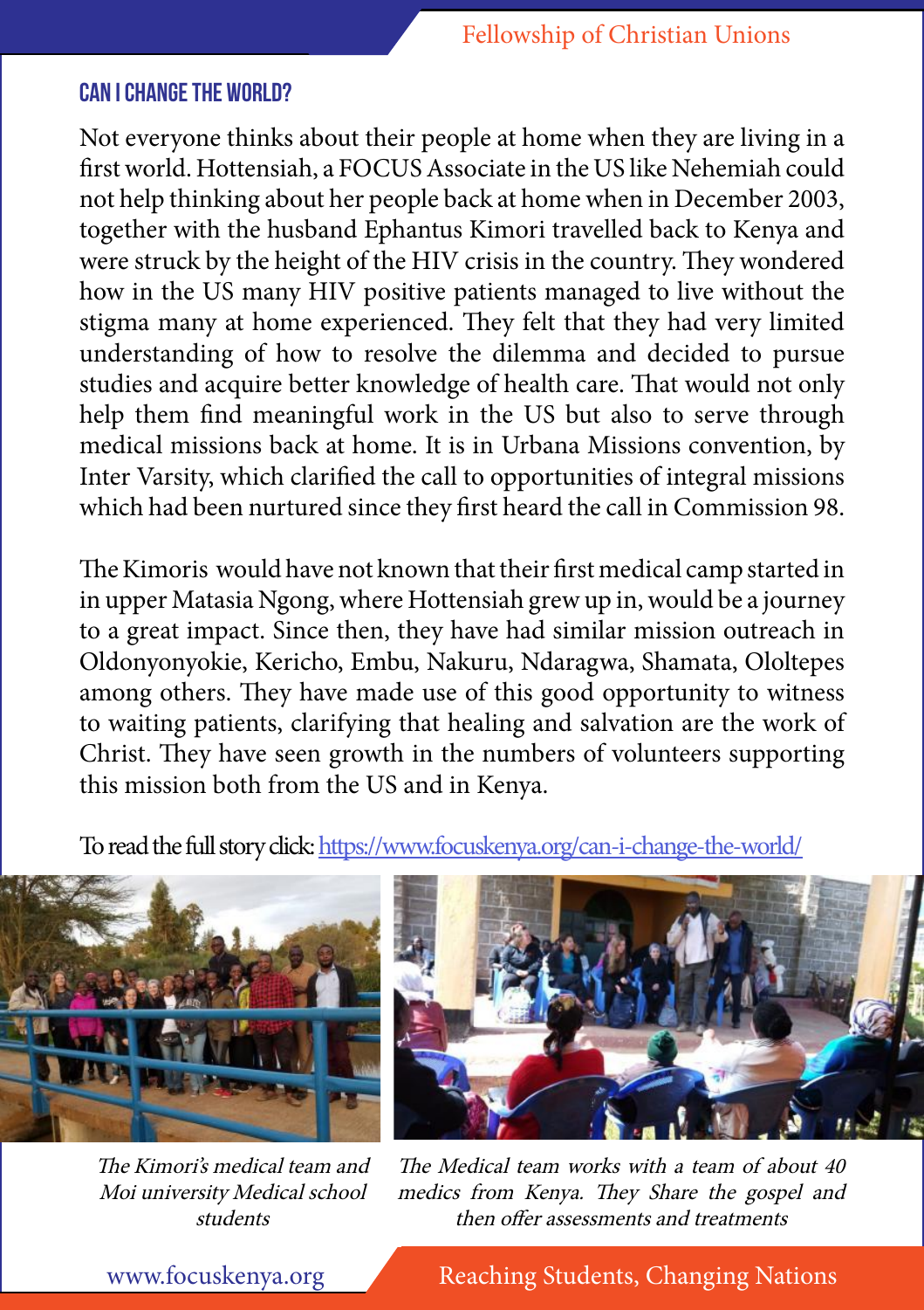## CAN I CHANGE THE WORLD?

Not everyone thinks about their people at home when they are living in a first world. Hottensiah, a FOCUS Associate in the US like Nehemiah could not help thinking about her people back at home when in December 2003, together with the husband Ephantus Kimori travelled back to Kenya and were struck by the height of the HIV crisis in the country. They wondered how in the US many HIV positive patients managed to live without the stigma many at home experienced. They felt that they had very limited understanding of how to resolve the dilemma and decided to pursue studies and acquire better knowledge of health care. That would not only help them find meaningful work in the US but also to serve through medical missions back at home. It is in Urbana Missions convention, by Inter Varsity, which clarified the call to opportunities of integral missions which had been nurtured since they first heard the call in Commission 98.

The Kimoris would have not known that their first medical camp started in in upper Matasia Ngong, where Hottensiah grew up in, would be a journey to a great impact. Since then, they have had similar mission outreach in Oldonyonyokie, Kericho, Embu, Nakuru, Ndaragwa, Shamata, Ololtepes among others. They have made use of this good opportunity to witness to waiting patients, clarifying that healing and salvation are the work of Christ. They have seen growth in the numbers of volunteers supporting this mission both from the US and in Kenya.

To read the full story click: [https://www.focuskenya.org/can-i-change-the-world/](https://www.focuskenya.org/can-i-change-the-world/)

*The Kimori's medical team and Moi university Medical school students*

*The Medical team works with a team of about 40 medics from Kenya. They Share the gospel and then offer assessments and treatments*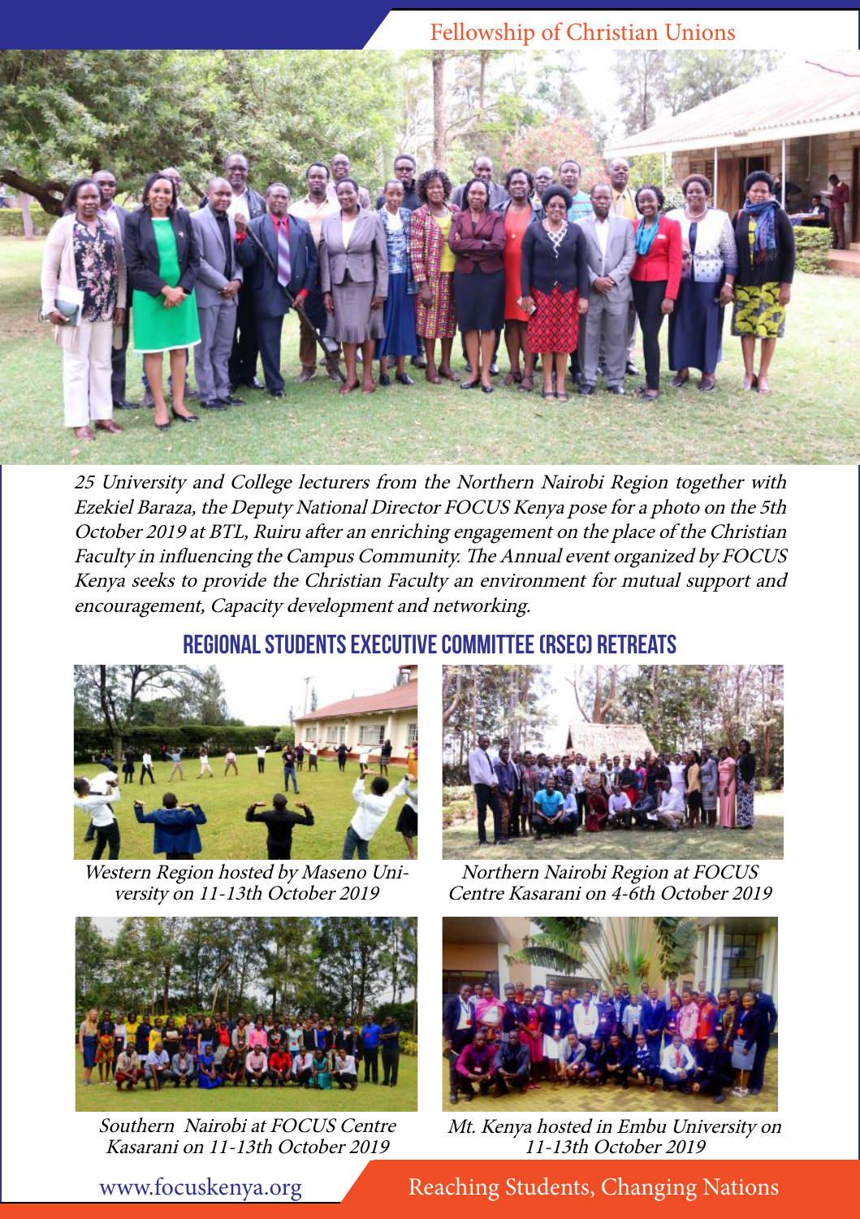*25 University and College lecturers from the Northern Nairobi Region together with Ezekiel Baraza, the Deputy National Director FOCUS Kenya pose for a photo on the 5th October 2019 at BTL, Ruiru after an enriching engagement on the place of the Christian Faculty in influencing the Campus Community. The Annual event organized by FOCUS Kenya seeks to provide the Christian Faculty an environment for mutual support and encouragement, Capacity development and networking.*

## REGIONAL STUDENTS EXECUTIVE COMMITTEE (RSEC) RETREATS

*Western Region hosted by Maseno University on 11-13th October 2019*

*Northern Nairobi Region at FOCUS Centre Kasarani on 4-6th October 2019*

*Southern Nairobi at FOCUS Centre Kasarani on 11-13th October 2019*

*Mt. Kenya hosted in Embu University on 11-13th October 2019*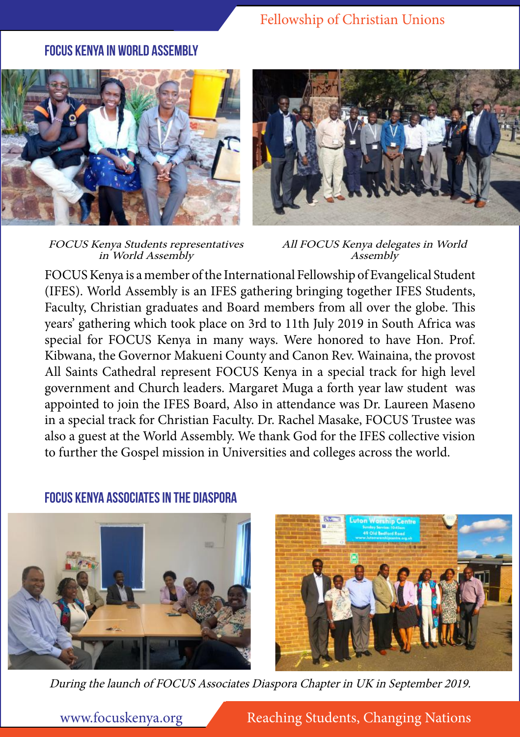## FOCUS KENYA IN WORLD ASSEMBLY

*FOCUS Kenya Students representatives in World Assembly*

*All FOCUS Kenya delegates in World Assembly*

FOCUS Kenya is a member of the International Fellowship of Evangelical Student (IFES). World Assembly is an IFES gathering bringing together IFES Students, Faculty, Christian graduates and Board members from all over the globe. This years' gathering which took place on 3rd to 11th July 2019 in South Africa was special for FOCUS Kenya in many ways. Were honored to have Hon. Prof. Kibwana, the Governor Makueni County and Canon Rev. Wainaina, the provost All Saints Cathedral represent FOCUS Kenya in a special track for high level government and Church leaders. Margaret Muga a forth year law student was appointed to join the IFES Board, Also in attendance was Dr. Laureen Maseno in a special track for Christian Faculty. Dr. Rachel Masake, FOCUS Trustee was also a guest at the World Assembly. We thank God for the IFES collective vision to further the Gospel mission in Universities and colleges across the world.

## FOCUS KENYA ASSOCIATES IN THE DIASPORA

*During the launch of FOCUS Associates Diaspora Chapter in UK in September 2019.*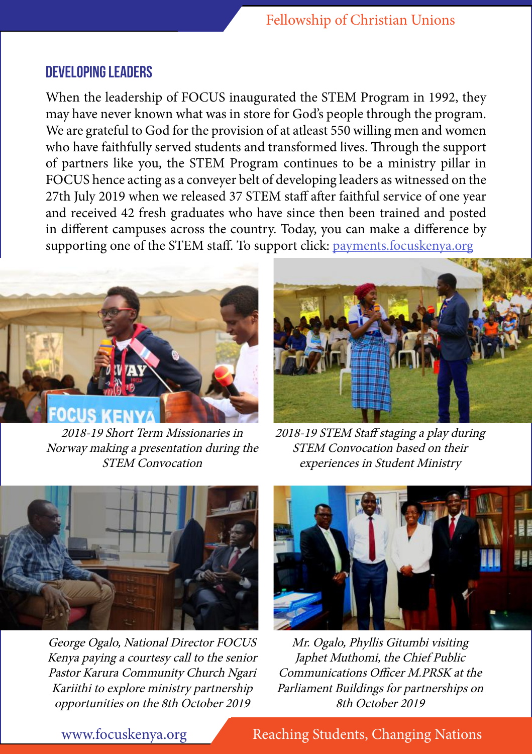## DEVELOPING LEADERS

When the leadership of FOCUS inaugurated the STEM Program in 1992, they may have never known what was in store for God's people through the program. We are grateful to God for the provision of at atleast 550 willing men and women who have faithfully served students and transformed lives. Through the support of partners like you, the STEM Program continues to be a ministry pillar in FOCUS hence acting as a conveyer belt of developing leaders as witnessed on the 27th July 2019 when we released 37 STEM staff after faithful service of one year and received 42 fresh graduates who have since then been trained and posted in different campuses across the country. Today, you can make a difference by supporting one of the STEM staff. To support click: payments.focuskenya.org

*2018-19 Short Term Missionaries in Norway making a presentation during the STEM Convocation*

*2018-19 STEM Staff staging a play during STEM Convocation based on their experiences in Student Ministry*

*George Ogalo, National Director FOCUS Kenya paying a courtesy call to the senior Pastor Karura Community Church Ngari Kariithi to explore ministry partnership opportunities on the 8th October 2019*

*Mr. Ogalo, Phyllis Gitumbi visiting Japhet Muthomi, the Chief Public Communications Officer M.PRSK at the Parliament Buildings for partnerships on 8th October 2019*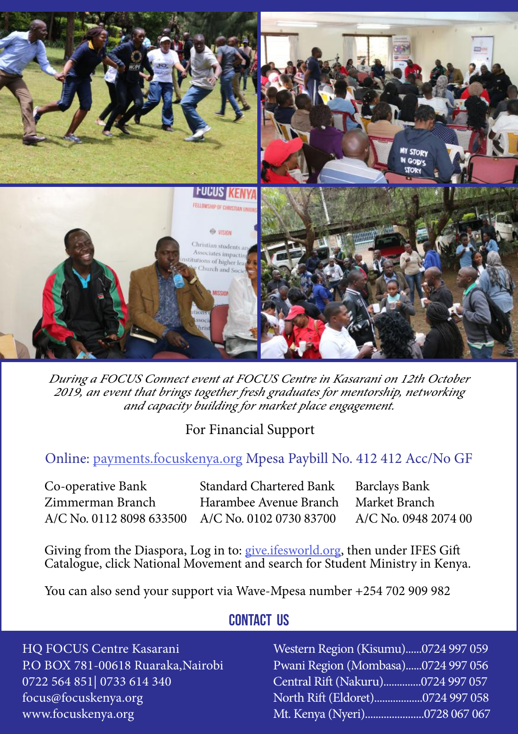*During a FOCUS Connect event at FOCUS Centre in Kasarani on 12th October 2019, an event that brings together fresh graduates for mentorship, networking and capacity building for market place engagement.*

For Financial Support

Online: payments.focuskenya.org Mpesa Paybill No. 412 412 Acc/No GF

| | | |
|---|---|---|
| Co-operative Bank | Standard Chartered Bank | Barclays Bank |
| Zimmerman Branch | Harambee Avenue Branch | Market Branch |
| A/C No. 0112 8098 633500 | A/C No. 0102 0730 83700 | A/C No. 0948 2074 00 |

Giving from the Diaspora, Log in to: give.ifesworld.org, then under IFES Gift Catalogue, click National Movement and search for Student Ministry in Kenya.

You can also send your support via Wave-Mpesa number +254 702 909 982

## CONTACT US

HQ FOCUS Centre Kasarani
P.O BOX 781-00618 Ruaraka,Nairobi
0722 564 851| 0733 614 340
focus@focuskenya.org
www.focuskenya.org

Western Region (Kisumu)......0724 997 059
Pwani Region (Mombasa)......0724 997 056
Central Rift (Nakuru)..............0724 997 057
North Rift (Eldoret)..................0724 997 058
Mt. Kenya (Nyeri)......................0728 067 067